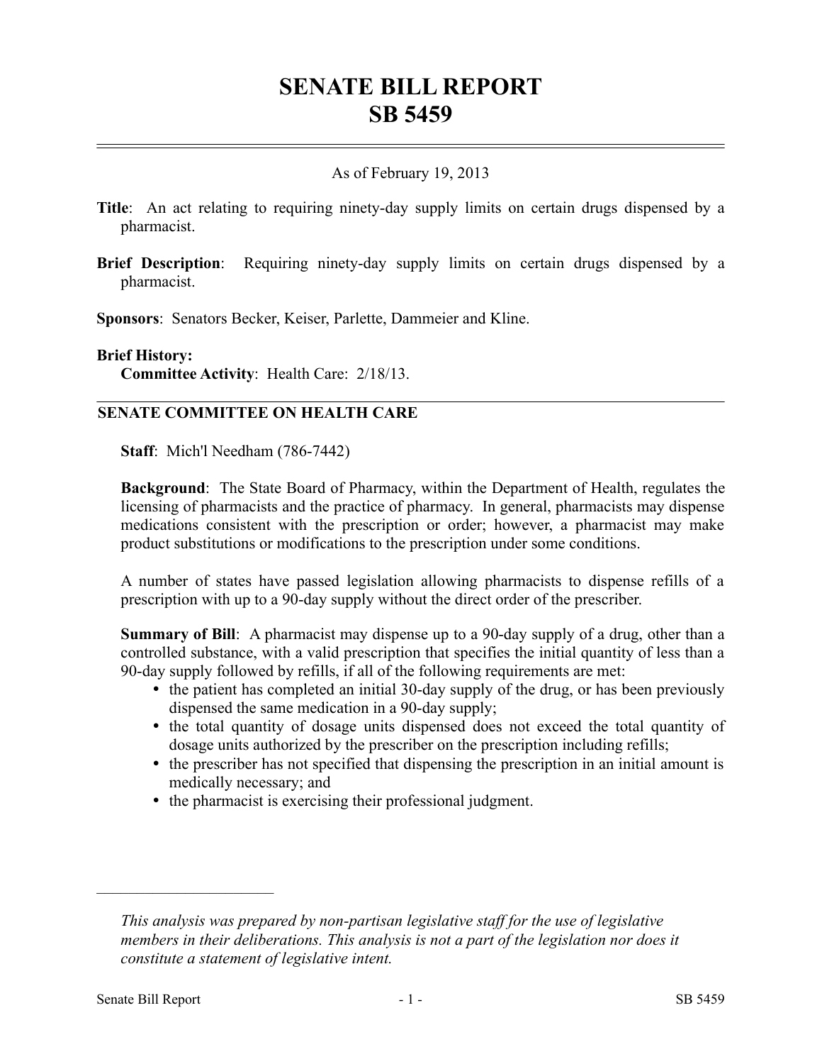# SENATE BILL REPORT
# SB 5459

As of February 19, 2013

**Title**: An act relating to requiring ninety-day supply limits on certain drugs dispensed by a pharmacist.

**Brief Description**: Requiring ninety-day supply limits on certain drugs dispensed by a pharmacist.

**Sponsors**: Senators Becker, Keiser, Parlette, Dammeier and Kline.

**Brief History:**
**Committee Activity**: Health Care: 2/18/13.

## SENATE COMMITTEE ON HEALTH CARE

**Staff**: Mich'l Needham (786-7442)

**Background**: The State Board of Pharmacy, within the Department of Health, regulates the licensing of pharmacists and the practice of pharmacy. In general, pharmacists may dispense medications consistent with the prescription or order; however, a pharmacist may make product substitutions or modifications to the prescription under some conditions.

A number of states have passed legislation allowing pharmacists to dispense refills of a prescription with up to a 90-day supply without the direct order of the prescriber.

**Summary of Bill**: A pharmacist may dispense up to a 90-day supply of a drug, other than a controlled substance, with a valid prescription that specifies the initial quantity of less than a 90-day supply followed by refills, if all of the following requirements are met:

- the patient has completed an initial 30-day supply of the drug, or has been previously dispensed the same medication in a 90-day supply;
- the total quantity of dosage units dispensed does not exceed the total quantity of dosage units authorized by the prescriber on the prescription including refills;
- the prescriber has not specified that dispensing the prescription in an initial amount is medically necessary; and
- the pharmacist is exercising their professional judgment.

---

*This analysis was prepared by non-partisan legislative staff for the use of legislative members in their deliberations. This analysis is not a part of the legislation nor does it constitute a statement of legislative intent.*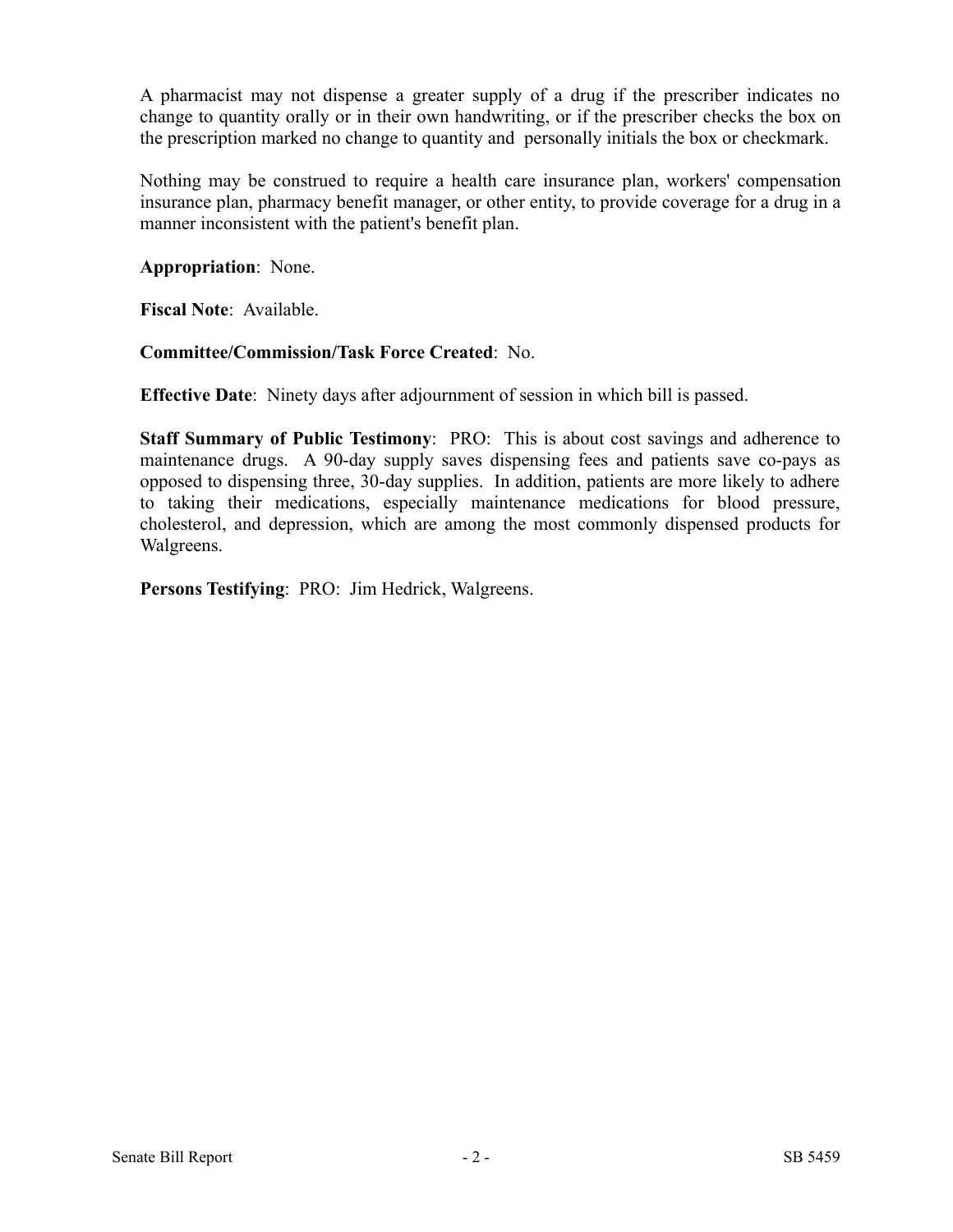A pharmacist may not dispense a greater supply of a drug if the prescriber indicates no change to quantity orally or in their own handwriting, or if the prescriber checks the box on the prescription marked no change to quantity and personally initials the box or checkmark.

Nothing may be construed to require a health care insurance plan, workers' compensation insurance plan, pharmacy benefit manager, or other entity, to provide coverage for a drug in a manner inconsistent with the patient's benefit plan.

**Appropriation**: None.

**Fiscal Note**: Available.

**Committee/Commission/Task Force Created**: No.

**Effective Date**: Ninety days after adjournment of session in which bill is passed.

**Staff Summary of Public Testimony**: PRO: This is about cost savings and adherence to maintenance drugs. A 90-day supply saves dispensing fees and patients save co-pays as opposed to dispensing three, 30-day supplies. In addition, patients are more likely to adhere to taking their medications, especially maintenance medications for blood pressure, cholesterol, and depression, which are among the most commonly dispensed products for Walgreens.

**Persons Testifying**: PRO: Jim Hedrick, Walgreens.